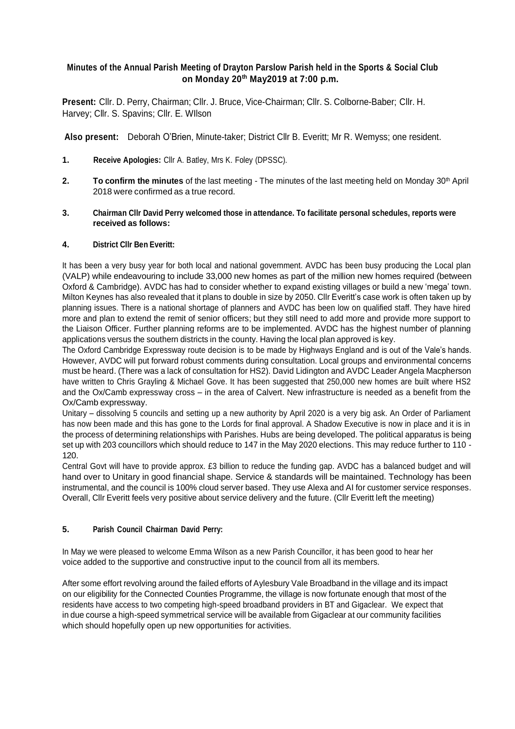**Minutes of the Annual Parish Meeting of Drayton Parslow Parish held in the Sports & Social Club on Monday 20th May2019 at 7:00 p.m.**

**Present:** Cllr. D. Perry, Chairman; Cllr. J. Bruce, Vice-Chairman; Cllr. S. Colborne-Baber; Cllr. H. Harvey; Cllr. S. Spavins; Cllr. E. WIlson

**Also present:** Deborah O'Brien, Minute-taker; District Cllr B. Everitt; Mr R. Wemyss; one resident.

1. **Receive Apologies:** Cllr A. Batley, Mrs K. Foley (DPSSC).

2. **To confirm the minutes** of the last meeting - The minutes of the last meeting held on Monday 30th April 2018 were confirmed as a true record.

3. **Chairman Cllr David Perry welcomed those in attendance. To facilitate personal schedules, reports were received as follows:**

4. **District Cllr Ben Everitt:**

It has been a very busy year for both local and national government. AVDC has been busy producing the Local plan (VALP) while endeavouring to include 33,000 new homes as part of the million new homes required (between Oxford & Cambridge). AVDC has had to consider whether to expand existing villages or build a new 'mega' town. Milton Keynes has also revealed that it plans to double in size by 2050. Cllr Everitt's case work is often taken up by planning issues. There is a national shortage of planners and AVDC has been low on qualified staff. They have hired more and plan to extend the remit of senior officers; but they still need to add more and provide more support to the Liaison Officer. Further planning reforms are to be implemented. AVDC has the highest number of planning applications versus the southern districts in the county. Having the local plan approved is key.

The Oxford Cambridge Expressway route decision is to be made by Highways England and is out of the Vale's hands. However, AVDC will put forward robust comments during consultation. Local groups and environmental concerns must be heard. (There was a lack of consultation for HS2). David Lidington and AVDC Leader Angela Macpherson have written to Chris Grayling & Michael Gove. It has been suggested that 250,000 new homes are built where HS2 and the Ox/Camb expressway cross – in the area of Calvert. New infrastructure is needed as a benefit from the Ox/Camb expressway.

Unitary – dissolving 5 councils and setting up a new authority by April 2020 is a very big ask. An Order of Parliament has now been made and this has gone to the Lords for final approval. A Shadow Executive is now in place and it is in the process of determining relationships with Parishes. Hubs are being developed. The political apparatus is being set up with 203 councillors which should reduce to 147 in the May 2020 elections. This may reduce further to 110 - 120.

Central Govt will have to provide approx. £3 billion to reduce the funding gap. AVDC has a balanced budget and will hand over to Unitary in good financial shape. Service & standards will be maintained. Technology has been instrumental, and the council is 100% cloud server based. They use Alexa and AI for customer service responses. Overall, Cllr Everitt feels very positive about service delivery and the future. (Cllr Everitt left the meeting)

5. **Parish Council Chairman David Perry:**

In May we were pleased to welcome Emma Wilson as a new Parish Councillor, it has been good to hear her voice added to the supportive and constructive input to the council from all its members.

After some effort revolving around the failed efforts of Aylesbury Vale Broadband in the village and its impact on our eligibility for the Connected Counties Programme, the village is now fortunate enough that most of the residents have access to two competing high-speed broadband providers in BT and Gigaclear. We expect that in due course a high-speed symmetrical service will be available from Gigaclear at our community facilities which should hopefully open up new opportunities for activities.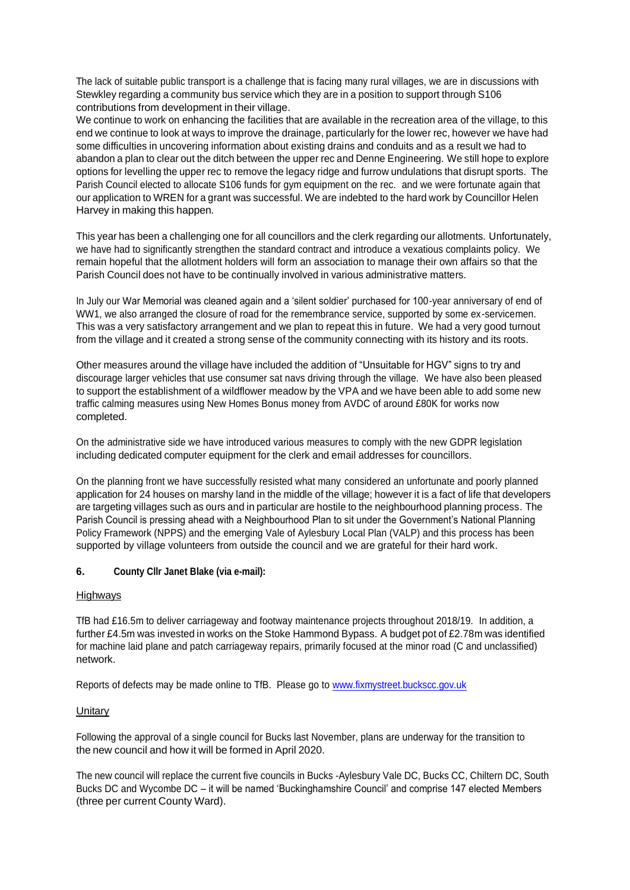The lack of suitable public transport is a challenge that is facing many rural villages, we are in discussions with Stewkley regarding a community bus service which they are in a position to support through S106 contributions from development in their village.

We continue to work on enhancing the facilities that are available in the recreation area of the village, to this end we continue to look at ways to improve the drainage, particularly for the lower rec, however we have had some difficulties in uncovering information about existing drains and conduits and as a result we had to abandon a plan to clear out the ditch between the upper rec and Denne Engineering. We still hope to explore options for levelling the upper rec to remove the legacy ridge and furrow undulations that disrupt sports. The Parish Council elected to allocate S106 funds for gym equipment on the rec. and we were fortunate again that our application to WREN for a grant was successful. We are indebted to the hard work by Councillor Helen Harvey in making this happen.

This year has been a challenging one for all councillors and the clerk regarding our allotments. Unfortunately, we have had to significantly strengthen the standard contract and introduce a vexatious complaints policy. We remain hopeful that the allotment holders will form an association to manage their own affairs so that the Parish Council does not have to be continually involved in various administrative matters.

In July our War Memorial was cleaned again and a 'silent soldier' purchased for 100-year anniversary of end of WW1, we also arranged the closure of road for the remembrance service, supported by some ex-servicemen. This was a very satisfactory arrangement and we plan to repeat this in future. We had a very good turnout from the village and it created a strong sense of the community connecting with its history and its roots.

Other measures around the village have included the addition of "Unsuitable for HGV" signs to try and discourage larger vehicles that use consumer sat navs driving through the village. We have also been pleased to support the establishment of a wildflower meadow by the VPA and we have been able to add some new traffic calming measures using New Homes Bonus money from AVDC of around £80K for works now completed.

On the administrative side we have introduced various measures to comply with the new GDPR legislation including dedicated computer equipment for the clerk and email addresses for councillors.

On the planning front we have successfully resisted what many considered an unfortunate and poorly planned application for 24 houses on marshy land in the middle of the village; however it is a fact of life that developers are targeting villages such as ours and in particular are hostile to the neighbourhood planning process. The Parish Council is pressing ahead with a Neighbourhood Plan to sit under the Government's National Planning Policy Framework (NPPS) and the emerging Vale of Aylesbury Local Plan (VALP) and this process has been supported by village volunteers from outside the council and we are grateful for their hard work.

**6. County Cllr Janet Blake (via e-mail):**

Highways

TfB had £16.5m to deliver carriageway and footway maintenance projects throughout 2018/19. In addition, a further £4.5m was invested in works on the Stoke Hammond Bypass. A budget pot of £2.78m was identified for machine laid plane and patch carriageway repairs, primarily focused at the minor road (C and unclassified) network.

Reports of defects may be made online to TfB. Please go to www.fixmystreet.buckscc.gov.uk

Unitary

Following the approval of a single council for Bucks last November, plans are underway for the transition to the new council and how it will be formed in April 2020.

The new council will replace the current five councils in Bucks -Aylesbury Vale DC, Bucks CC, Chiltern DC, South Bucks DC and Wycombe DC – it will be named 'Buckinghamshire Council' and comprise 147 elected Members (three per current County Ward).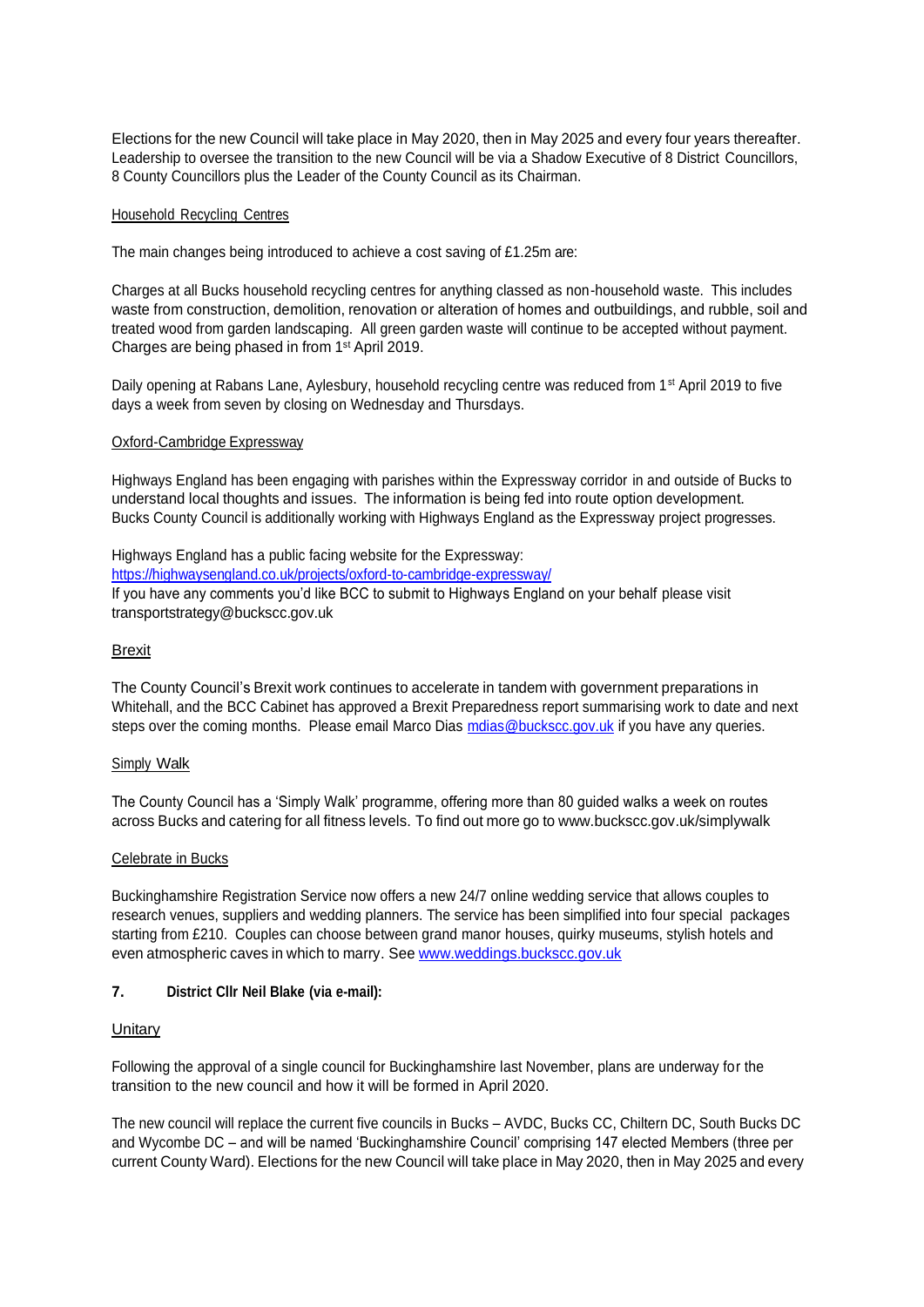Elections for the new Council will take place in May 2020, then in May 2025 and every four years thereafter. Leadership to oversee the transition to the new Council will be via a Shadow Executive of 8 District Councillors, 8 County Councillors plus the Leader of the County Council as its Chairman.

Household Recycling Centres

The main changes being introduced to achieve a cost saving of £1.25m are:

Charges at all Bucks household recycling centres for anything classed as non-household waste. This includes waste from construction, demolition, renovation or alteration of homes and outbuildings, and rubble, soil and treated wood from garden landscaping. All green garden waste will continue to be accepted without payment. Charges are being phased in from 1st April 2019.

Daily opening at Rabans Lane, Aylesbury, household recycling centre was reduced from 1st April 2019 to five days a week from seven by closing on Wednesday and Thursdays.

Oxford-Cambridge Expressway

Highways England has been engaging with parishes within the Expressway corridor in and outside of Bucks to understand local thoughts and issues. The information is being fed into route option development. Bucks County Council is additionally working with Highways England as the Expressway project progresses.

Highways England has a public facing website for the Expressway:
https://highwaysengland.co.uk/projects/oxford-to-cambridge-expressway/
If you have any comments you'd like BCC to submit to Highways England on your behalf please visit transportstrategy@buckscc.gov.uk

Brexit

The County Council's Brexit work continues to accelerate in tandem with government preparations in Whitehall, and the BCC Cabinet has approved a Brexit Preparedness report summarising work to date and next steps over the coming months. Please email Marco Dias mdias@buckscc.gov.uk if you have any queries.

Simply Walk

The County Council has a 'Simply Walk' programme, offering more than 80 guided walks a week on routes across Bucks and catering for all fitness levels. To find out more go to www.buckscc.gov.uk/simplywalk

Celebrate in Bucks

Buckinghamshire Registration Service now offers a new 24/7 online wedding service that allows couples to research venues, suppliers and wedding planners. The service has been simplified into four special packages starting from £210. Couples can choose between grand manor houses, quirky museums, stylish hotels and even atmospheric caves in which to marry. See www.weddings.buckscc.gov.uk

**7. District Cllr Neil Blake (via e-mail):**

Unitary

Following the approval of a single council for Buckinghamshire last November, plans are underway for the transition to the new council and how it will be formed in April 2020.

The new council will replace the current five councils in Bucks – AVDC, Bucks CC, Chiltern DC, South Bucks DC and Wycombe DC – and will be named 'Buckinghamshire Council' comprising 147 elected Members (three per current County Ward). Elections for the new Council will take place in May 2020, then in May 2025 and every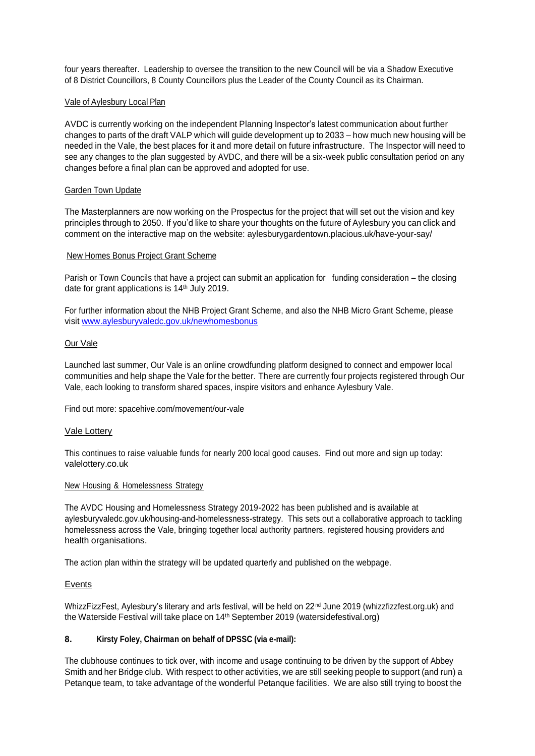four years thereafter. Leadership to oversee the transition to the new Council will be via a Shadow Executive of 8 District Councillors, 8 County Councillors plus the Leader of the County Council as its Chairman.

Vale of Aylesbury Local Plan

AVDC is currently working on the independent Planning Inspector's latest communication about further changes to parts of the draft VALP which will guide development up to 2033 – how much new housing will be needed in the Vale, the best places for it and more detail on future infrastructure. The Inspector will need to see any changes to the plan suggested by AVDC, and there will be a six-week public consultation period on any changes before a final plan can be approved and adopted for use.

Garden Town Update

The Masterplanners are now working on the Prospectus for the project that will set out the vision and key principles through to 2050. If you'd like to share your thoughts on the future of Aylesbury you can click and comment on the interactive map on the website: aylesburygardentown.placious.uk/have-your-say/

New Homes Bonus Project Grant Scheme

Parish or Town Councils that have a project can submit an application for funding consideration – the closing date for grant applications is 14th July 2019.

For further information about the NHB Project Grant Scheme, and also the NHB Micro Grant Scheme, please visit www.aylesburyvaledc.gov.uk/newhomesbonus

Our Vale

Launched last summer, Our Vale is an online crowdfunding platform designed to connect and empower local communities and help shape the Vale for the better. There are currently four projects registered through Our Vale, each looking to transform shared spaces, inspire visitors and enhance Aylesbury Vale.

Find out more: spacehive.com/movement/our-vale

Vale Lottery

This continues to raise valuable funds for nearly 200 local good causes. Find out more and sign up today: valelottery.co.uk

New Housing & Homelessness Strategy

The AVDC Housing and Homelessness Strategy 2019-2022 has been published and is available at aylesburyvaledc.gov.uk/housing-and-homelessness-strategy. This sets out a collaborative approach to tackling homelessness across the Vale, bringing together local authority partners, registered housing providers and health organisations.

The action plan within the strategy will be updated quarterly and published on the webpage.

Events

WhizzFizzFest, Aylesbury's literary and arts festival, will be held on 22nd June 2019 (whizzfizzfest.org.uk) and the Waterside Festival will take place on 14th September 2019 (watersidefestival.org)

**8. Kirsty Foley, Chairman on behalf of DPSSC (via e-mail):**

The clubhouse continues to tick over, with income and usage continuing to be driven by the support of Abbey Smith and her Bridge club. With respect to other activities, we are still seeking people to support (and run) a Petanque team, to take advantage of the wonderful Petanque facilities. We are also still trying to boost the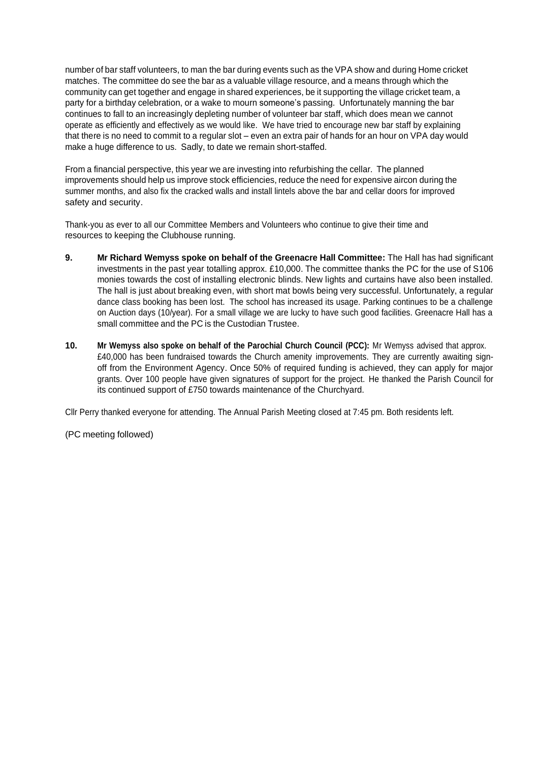number of bar staff volunteers, to man the bar during events such as the VPA show and during Home cricket matches. The committee do see the bar as a valuable village resource, and a means through which the community can get together and engage in shared experiences, be it supporting the village cricket team, a party for a birthday celebration, or a wake to mourn someone's passing. Unfortunately manning the bar continues to fall to an increasingly depleting number of volunteer bar staff, which does mean we cannot operate as efficiently and effectively as we would like. We have tried to encourage new bar staff by explaining that there is no need to commit to a regular slot – even an extra pair of hands for an hour on VPA day would make a huge difference to us. Sadly, to date we remain short-staffed.

From a financial perspective, this year we are investing into refurbishing the cellar. The planned improvements should help us improve stock efficiencies, reduce the need for expensive aircon during the summer months, and also fix the cracked walls and install lintels above the bar and cellar doors for improved safety and security.

Thank-you as ever to all our Committee Members and Volunteers who continue to give their time and resources to keeping the Clubhouse running.

9. **Mr Richard Wemyss spoke on behalf of the Greenacre Hall Committee:** The Hall has had significant investments in the past year totalling approx. £10,000. The committee thanks the PC for the use of S106 monies towards the cost of installing electronic blinds. New lights and curtains have also been installed. The hall is just about breaking even, with short mat bowls being very successful. Unfortunately, a regular dance class booking has been lost. The school has increased its usage. Parking continues to be a challenge on Auction days (10/year). For a small village we are lucky to have such good facilities. Greenacre Hall has a small committee and the PC is the Custodian Trustee.

10. **Mr Wemyss also spoke on behalf of the Parochial Church Council (PCC):** Mr Wemyss advised that approx. £40,000 has been fundraised towards the Church amenity improvements. They are currently awaiting sign-off from the Environment Agency. Once 50% of required funding is achieved, they can apply for major grants. Over 100 people have given signatures of support for the project. He thanked the Parish Council for its continued support of £750 towards maintenance of the Churchyard.

Cllr Perry thanked everyone for attending. The Annual Parish Meeting closed at 7:45 pm. Both residents left.

(PC meeting followed)